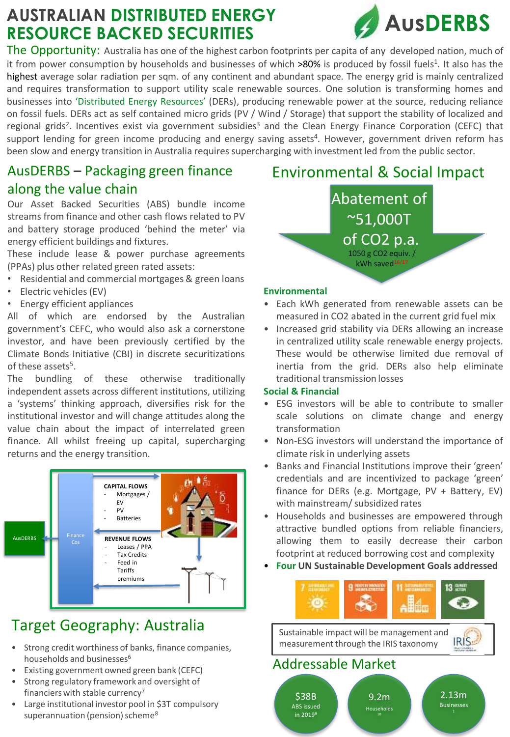# AUSTRALIAN DISTRIBUTED ENERGY RESOURCE BACKED SECURITIES

**AusDERBS**

**The Opportunity:** Australia has one of the highest carbon footprints per capita of any developed nation, much of it from power consumption by households and businesses of which >80% is produced by fossil fuels[1]. It also has the highest average solar radiation per sqm. of any continent and abundant space. The energy grid is mainly centralized and requires transformation to support utility scale renewable sources. One solution is transforming homes and businesses into 'Distributed Energy Resources' (DERs), producing renewable power at the source, reducing reliance on fossil fuels. DERs act as self contained micro grids (PV / Wind / Storage) that support the stability of localized and regional grids[2]. Incentives exist via government subsidies[3] and the Clean Energy Finance Corporation (CEFC) that support lending for green income producing and energy saving assets[4]. However, government driven reform has been slow and energy transition in Australia requires supercharging with investment led from the public sector.

## AusDERBS – Packaging green finance along the value chain

Our Asset Backed Securities (ABS) bundle income streams from finance and other cash flows related to PV and battery storage produced 'behind the meter' via energy efficient buildings and fixtures.

These include lease & power purchase agreements (PPAs) plus other related green rated assets:

- Residential and commercial mortgages & green loans
- Electric vehicles (EV)
- Energy efficient appliances

All of which are endorsed by the Australian government's CEFC, who would also ask a cornerstone investor, and have been previously certified by the Climate Bonds Initiative (CBI) in discrete securitizations of these assets[5].

The bundling of these otherwise traditionally independent assets across different institutions, utilizing a 'systems' thinking approach, diversifies risk for the institutional investor and will change attitudes along the value chain about the impact of interrelated green finance. All whilst freeing up capital, supercharging returns and the energy transition.

AusDERBS ← Finance Cos

**CAPITAL FLOWS**
- Mortgages / EV
- PV
- Batteries

**REVENUE FLOWS**
- Leases / PPA
- Tax Credits
- Feed in Tariffs premiums

## Target Geography: Australia

- Strong credit worthiness of banks, finance companies, households and businesses[6]
- Existing government owned green bank (CEFC)
- Strong regulatory framework and oversight of financiers with stable currency[7]
- Large institutional investor pool in $3T compulsory superannuation (pension) scheme[8]

## Environmental & Social Impact

**Abatement of ~51,000T of $CO_2$ p.a.**
1050 g $CO_2$ equiv. / kWh saved[16/17]

### Environmental

- Each kWh generated from renewable assets can be measured in $CO_2$ abated in the current grid fuel mix
- Increased grid stability via DERs allowing an increase in centralized utility scale renewable energy projects. These would be otherwise limited due removal of inertia from the grid. DERs also help eliminate traditional transmission losses

### Social & Financial

- ESG investors will be able to contribute to smaller scale solutions on climate change and energy transformation
- Non-ESG investors will understand the importance of climate risk in underlying assets
- Banks and Financial Institutions improve their 'green' credentials and are incentivized to package 'green' finance for DERs (e.g. Mortgage, PV + Battery, EV) with mainstream/ subsidized rates
- Households and businesses are empowered through attractive bundled options from reliable financiers, allowing them to easily decrease their carbon footprint at reduced borrowing cost and complexity
- **Four UN Sustainable Development Goals addressed**

7 Affordable and Clean Energy · 9 Industry, Innovation and Infrastructure · 11 Sustainable Cities and Communities · 13 Climate Action

Sustainable impact will be management and measurement through the IRIS taxonomy

## Addressable Market

- **$38B** ABS issued in 2019[9]
- **9.2m** Households[10]
- **2.13m** Businesses[1]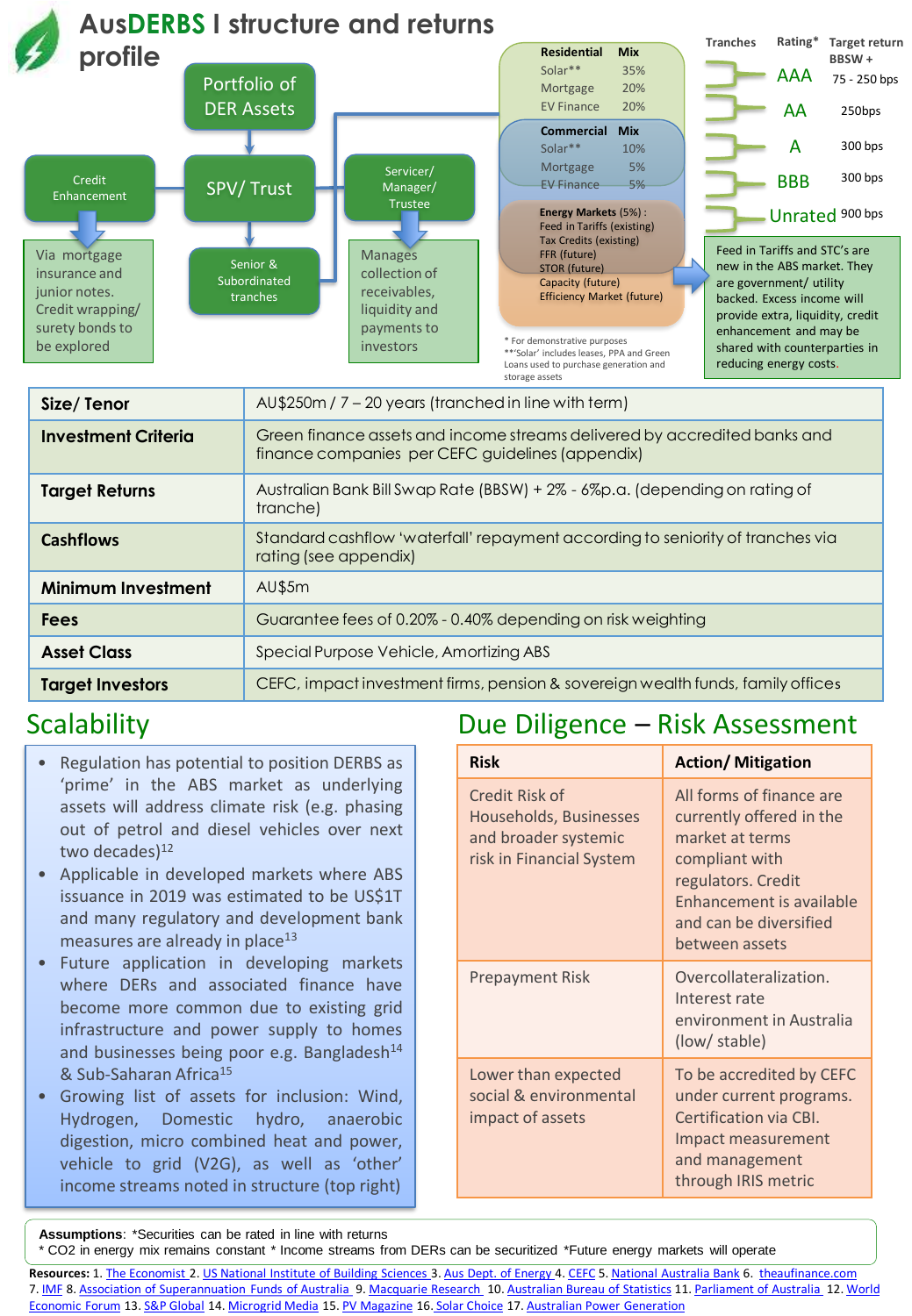# AusDERBS I structure and returns profile

Portfolio of DER Assets

Credit Enhancement

SPV/ Trust

Servicer/ Manager/ Trustee

Via mortgage insurance and junior notes. Credit wrapping/ surety bonds to be explored

Senior & Subordinated tranches

Manages collection of receivables, liquidity and payments to investors

| Residential | Mix |
|---|---|
| Solar** | 35% |
| Mortgage | 20% |
| EV Finance | 20% |

| Commercial | Mix |
|---|---|
| Solar** | 10% |
| Mortgage | 5% |
| EV Finance | 5% |

**Energy Markets** (5%) :
Feed in Tariffs (existing)
Tax Credits (existing)
FFR (future)
STOR (future)
Capacity (future)
Efficiency Market (future)

\* For demonstrative purposes
**'Solar' includes leases, PPA and Green Loans used to purchase generation and storage assets

| Tranches | Rating* | Target return BBSW + |
|---|---|---|
| | AAA | 75 - 250 bps |
| | AA | 250bps |
| | A | 300 bps |
| | BBB | 300 bps |
| | Unrated | 900 bps |

Feed in Tariffs and STC's are new in the ABS market. They are government/ utility backed. Excess income will provide extra, liquidity, credit enhancement and may be shared with counterparties in reducing energy costs.

| | |
|---|---|
| **Size/ Tenor** | AU$250m / 7 – 20 years (tranched in line with term) |
| **Investment Criteria** | Green finance assets and income streams delivered by accredited banks and finance companies per CEFC guidelines (appendix) |
| **Target Returns** | Australian Bank Bill Swap Rate (BBSW) + 2% - 6%p.a. (depending on rating of tranche) |
| **Cashflows** | Standard cashflow 'waterfall' repayment according to seniority of tranches via rating (see appendix) |
| **Minimum Investment** | AU$5m |
| **Fees** | Guarantee fees of 0.20% - 0.40% depending on risk weighting |
| **Asset Class** | Special Purpose Vehicle, Amortizing ABS |
| **Target Investors** | CEFC, impact investment firms, pension & sovereign wealth funds, family offices |

## Scalability

- Regulation has potential to position DERBS as 'prime' in the ABS market as underlying assets will address climate risk (e.g. phasing out of petrol and diesel vehicles over next two decades)[12]
- Applicable in developed markets where ABS issuance in 2019 was estimated to be US$1T and many regulatory and development bank measures are already in place[13]
- Future application in developing markets where DERs and associated finance have become more common due to existing grid infrastructure and power supply to homes and businesses being poor e.g. Bangladesh[14] & Sub-Saharan Africa[15]
- Growing list of assets for inclusion: Wind, Hydrogen, Domestic hydro, anaerobic digestion, micro combined heat and power, vehicle to grid (V2G), as well as 'other' income streams noted in structure (top right)

## Due Diligence – Risk Assessment

| Risk | Action/ Mitigation |
|---|---|
| Credit Risk of Households, Businesses and broader systemic risk in Financial System | All forms of finance are currently offered in the market at terms compliant with regulators. Credit Enhancement is available and can be diversified between assets |
| Prepayment Risk | Overcollateralization. Interest rate environment in Australia (low/ stable) |
| Lower than expected social & environmental impact of assets | To be accredited by CEFC under current programs. Certification via CBI. Impact measurement and management through IRIS metric |

**Assumptions**: *Securities can be rated in line with returns
\* CO2 in energy mix remains constant * Income streams from DERs can be securitized *Future energy markets will operate

**Resources:** 1. The Economist 2. US National Institute of Building Sciences 3. Aus Dept. of Energy 4. CEFC 5. National Australia Bank 6. theaufinance.com 7. IMF 8. Association of Superannuation Funds of Australia 9. Macquarie Research 10. Australian Bureau of Statistics 11. Parliament of Australia 12. World Economic Forum 13. S&P Global 14. Microgrid Media 15. PV Magazine 16. Solar Choice 17. Australian Power Generation